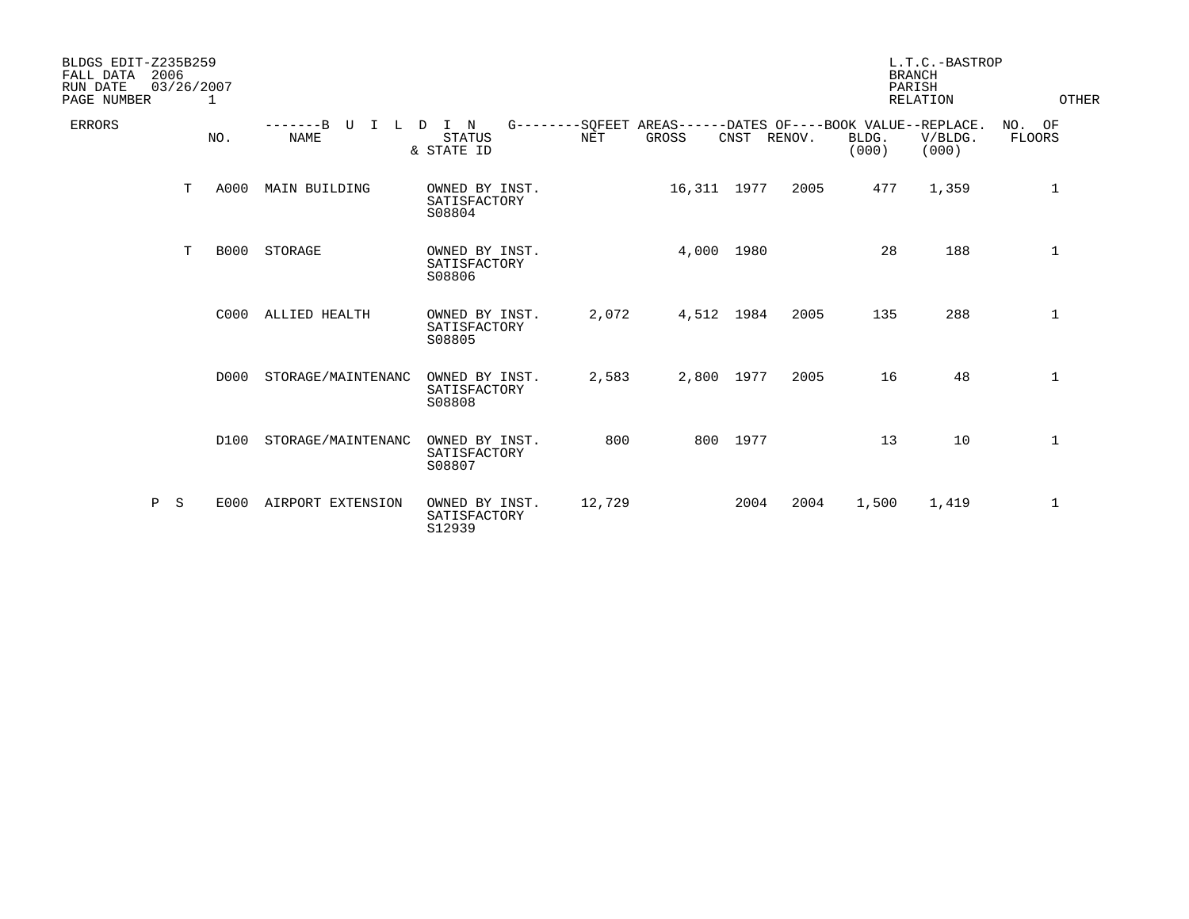BLDGS EDIT-Z235B259
FALL DATA 2006
RUN DATE 03/26/2007
PAGE NUMBER 1

L.T.C.-BASTROP
BRANCH
PARISH
RELATION
OTHER

| ERRORS | NO. | BUILDING NAME | STATUS & STATE ID | SQFEET AREAS NET | SQFEET AREAS GROSS | DATES OF CNST | DATES OF RENOV. | BOOK VALUE BLDG. (000) | REPLACE. V/BLDG. (000) | NO. OF FLOORS |
|---|---|---|---|---|---|---|---|---|---|---|
| T | A000 | MAIN BUILDING | OWNED BY INST. SATISFACTORY S08804 | | 16,311 | 1977 | 2005 | 477 | 1,359 | 1 |
| T | B000 | STORAGE | OWNED BY INST. SATISFACTORY S08806 | | 4,000 | 1980 | | 28 | 188 | 1 |
| | C000 | ALLIED HEALTH | OWNED BY INST. SATISFACTORY S08805 | 2,072 | 4,512 | 1984 | 2005 | 135 | 288 | 1 |
| | D000 | STORAGE/MAINTENANC | OWNED BY INST. SATISFACTORY S08808 | 2,583 | 2,800 | 1977 | 2005 | 16 | 48 | 1 |
| | D100 | STORAGE/MAINTENANC | OWNED BY INST. SATISFACTORY S08807 | 800 | 800 | 1977 | | 13 | 10 | 1 |
| P S | E000 | AIRPORT EXTENSION | OWNED BY INST. SATISFACTORY S12939 | 12,729 | | 2004 | 2004 | 1,500 | 1,419 | 1 |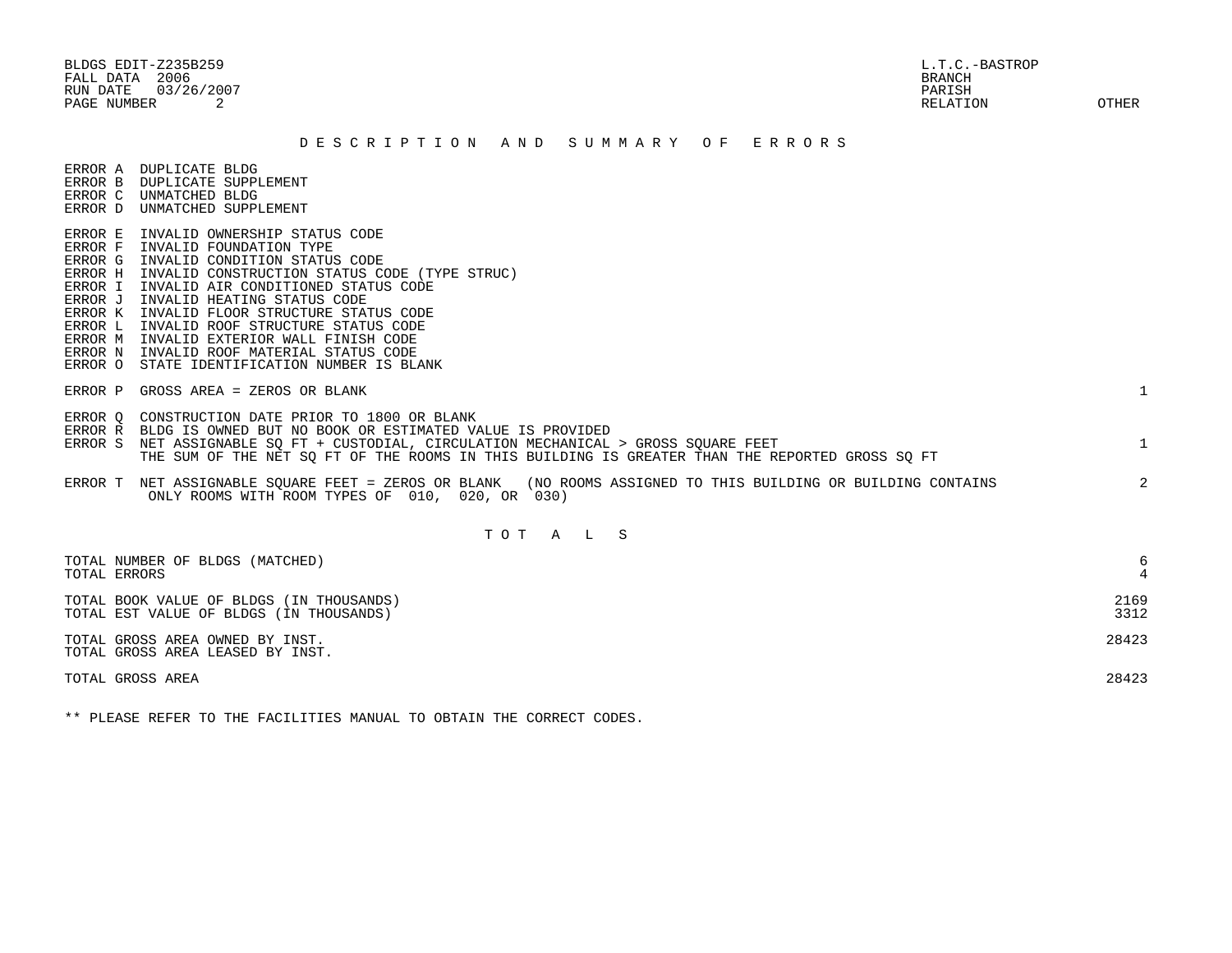BLDGS EDIT-Z235B259
FALL DATA 2006
RUN DATE 03/26/2007
PAGE NUMBER 2

L.T.C.-BASTROP
BRANCH
PARISH
RELATION OTHER

## D E S C R I P T I O N A N D S U M M A R Y O F E R R O R S

| | | |
|---|---|---|
| ERROR A | DUPLICATE BLDG | |
| ERROR B | DUPLICATE SUPPLEMENT | |
| ERROR C | UNMATCHED BLDG | |
| ERROR D | UNMATCHED SUPPLEMENT | |
| ERROR E | INVALID OWNERSHIP STATUS CODE | |
| ERROR F | INVALID FOUNDATION TYPE | |
| ERROR G | INVALID CONDITION STATUS CODE | |
| ERROR H | INVALID CONSTRUCTION STATUS CODE (TYPE STRUC) | |
| ERROR I | INVALID AIR CONDITIONED STATUS CODE | |
| ERROR J | INVALID HEATING STATUS CODE | |
| ERROR K | INVALID FLOOR STRUCTURE STATUS CODE | |
| ERROR L | INVALID ROOF STRUCTURE STATUS CODE | |
| ERROR M | INVALID EXTERIOR WALL FINISH CODE | |
| ERROR N | INVALID ROOF MATERIAL STATUS CODE | |
| ERROR O | STATE IDENTIFICATION NUMBER IS BLANK | |
| ERROR P | GROSS AREA = ZEROS OR BLANK | 1 |
| ERROR Q | CONSTRUCTION DATE PRIOR TO 1800 OR BLANK | |
| ERROR R | BLDG IS OWNED BUT NO BOOK OR ESTIMATED VALUE IS PROVIDED | |
| ERROR S | NET ASSIGNABLE SQ FT + CUSTODIAL, CIRCULATION MECHANICAL > GROSS SQUARE FEET THE SUM OF THE NET SQ FT OF THE ROOMS IN THIS BUILDING IS GREATER THAN THE REPORTED GROSS SQ FT | 1 |
| ERROR T | NET ASSIGNABLE SQUARE FEET = ZEROS OR BLANK (NO ROOMS ASSIGNED TO THIS BUILDING OR BUILDING CONTAINS ONLY ROOMS WITH ROOM TYPES OF 010, 020, OR 030) | 2 |

## T O T A L S

| | |
|---|---|
| TOTAL NUMBER OF BLDGS (MATCHED) | 6 |
| TOTAL ERRORS | 4 |
| TOTAL BOOK VALUE OF BLDGS (IN THOUSANDS) | 2169 |
| TOTAL EST VALUE OF BLDGS (IN THOUSANDS) | 3312 |
| TOTAL GROSS AREA OWNED BY INST. | 28423 |
| TOTAL GROSS AREA LEASED BY INST. | |
| TOTAL GROSS AREA | 28423 |

** PLEASE REFER TO THE FACILITIES MANUAL TO OBTAIN THE CORRECT CODES.